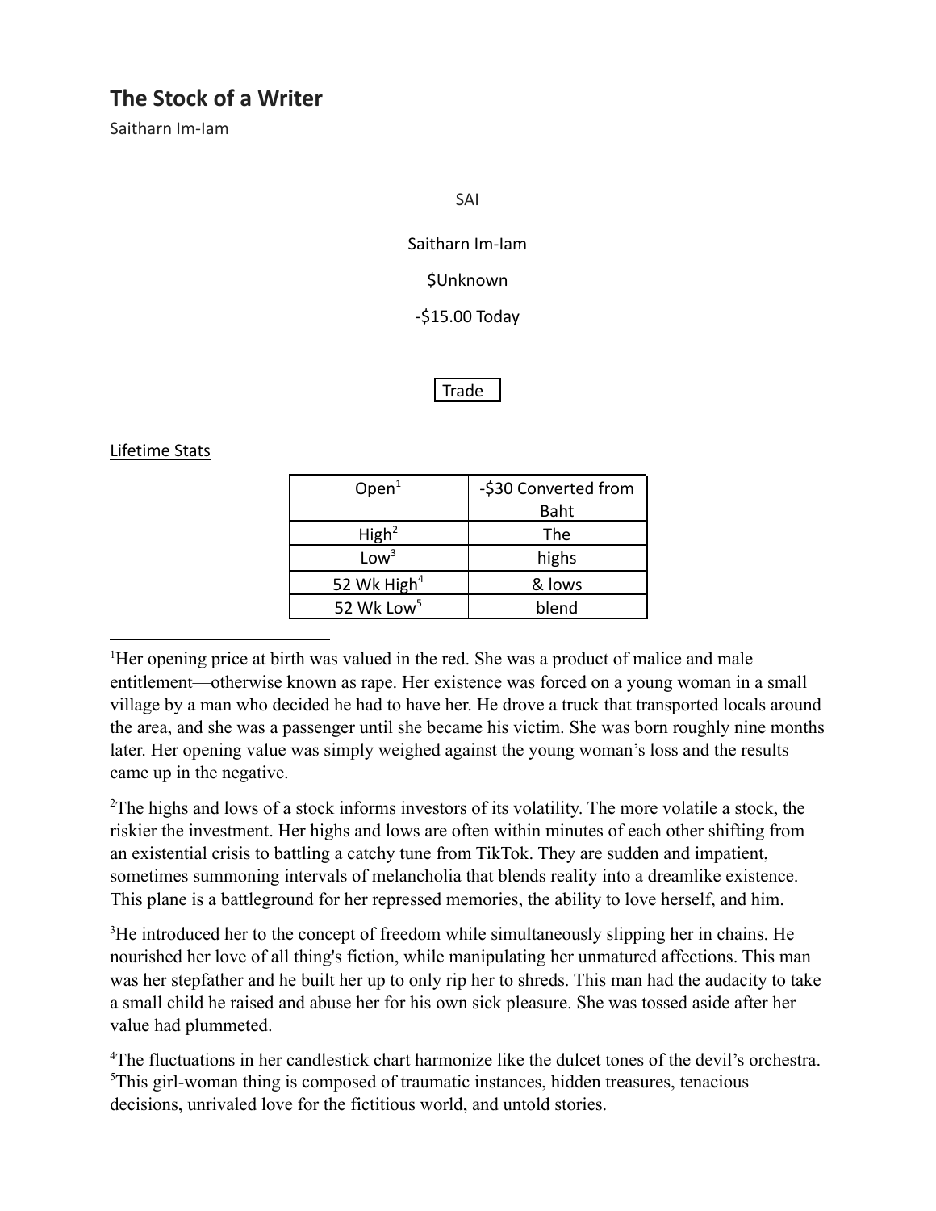# The Stock of a Writer

Saitharn Im-Iam

SAI

Saitharn Im-Iam

$Unknown

-$15.00 Today

Trade

Lifetime Stats

| Open[1] | -$30 Converted from Baht |
| --- | --- |
| High[2] | The |
| Low[3] | highs |
| 52 Wk High[4] | & lows |
| 52 Wk Low[5] | blend |

---

[1]Her opening price at birth was valued in the red. She was a product of malice and male entitlement—otherwise known as rape. Her existence was forced on a young woman in a small village by a man who decided he had to have her. He drove a truck that transported locals around the area, and she was a passenger until she became his victim. She was born roughly nine months later. Her opening value was simply weighed against the young woman's loss and the results came up in the negative.

[2]The highs and lows of a stock informs investors of its volatility. The more volatile a stock, the riskier the investment. Her highs and lows are often within minutes of each other shifting from an existential crisis to battling a catchy tune from TikTok. They are sudden and impatient, sometimes summoning intervals of melancholia that blends reality into a dreamlike existence. This plane is a battleground for her repressed memories, the ability to love herself, and him.

[3]He introduced her to the concept of freedom while simultaneously slipping her in chains. He nourished her love of all thing's fiction, while manipulating her unmatured affections. This man was her stepfather and he built her up to only rip her to shreds. This man had the audacity to take a small child he raised and abuse her for his own sick pleasure. She was tossed aside after her value had plummeted.

[4]The fluctuations in her candlestick chart harmonize like the dulcet tones of the devil's orchestra.

[5]This girl-woman thing is composed of traumatic instances, hidden treasures, tenacious decisions, unrivaled love for the fictitious world, and untold stories.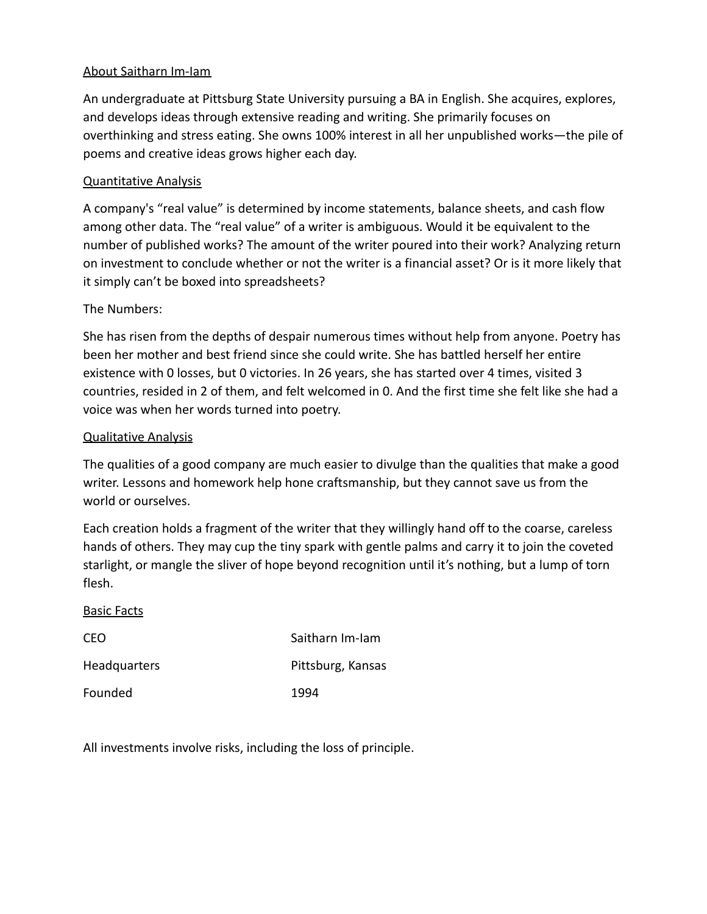## About Saitharn Im-Iam

An undergraduate at Pittsburg State University pursuing a BA in English. She acquires, explores, and develops ideas through extensive reading and writing. She primarily focuses on overthinking and stress eating. She owns 100% interest in all her unpublished works—the pile of poems and creative ideas grows higher each day.

## Quantitative Analysis

A company's “real value” is determined by income statements, balance sheets, and cash flow among other data. The “real value” of a writer is ambiguous. Would it be equivalent to the number of published works? The amount of the writer poured into their work? Analyzing return on investment to conclude whether or not the writer is a financial asset? Or is it more likely that it simply can’t be boxed into spreadsheets?

The Numbers:

She has risen from the depths of despair numerous times without help from anyone. Poetry has been her mother and best friend since she could write. She has battled herself her entire existence with 0 losses, but 0 victories. In 26 years, she has started over 4 times, visited 3 countries, resided in 2 of them, and felt welcomed in 0. And the first time she felt like she had a voice was when her words turned into poetry.

## Qualitative Analysis

The qualities of a good company are much easier to divulge than the qualities that make a good writer. Lessons and homework help hone craftsmanship, but they cannot save us from the world or ourselves.

Each creation holds a fragment of the writer that they willingly hand off to the coarse, careless hands of others. They may cup the tiny spark with gentle palms and carry it to join the coveted starlight, or mangle the sliver of hope beyond recognition until it’s nothing, but a lump of torn flesh.

## Basic Facts

| | |
|---|---|
| CEO | Saitharn Im-Iam |
| Headquarters | Pittsburg, Kansas |
| Founded | 1994 |

All investments involve risks, including the loss of principle.